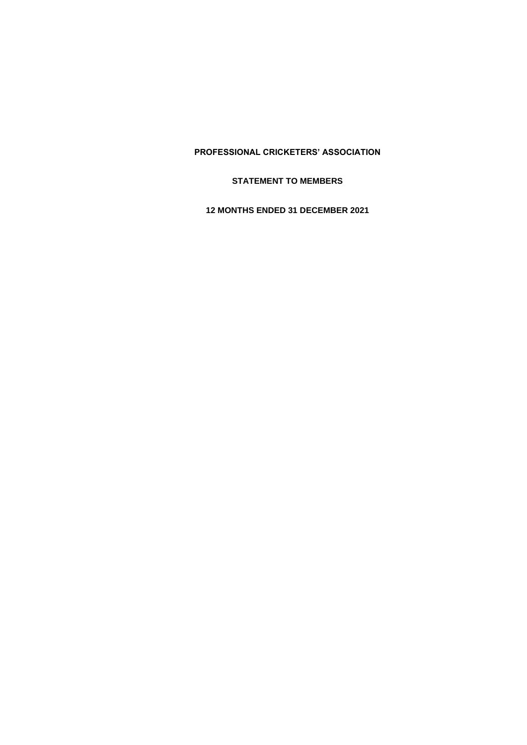# PROFESSIONAL CRICKETERS' ASSOCIATION

## STATEMENT TO MEMBERS

## 12 MONTHS ENDED 31 DECEMBER 2021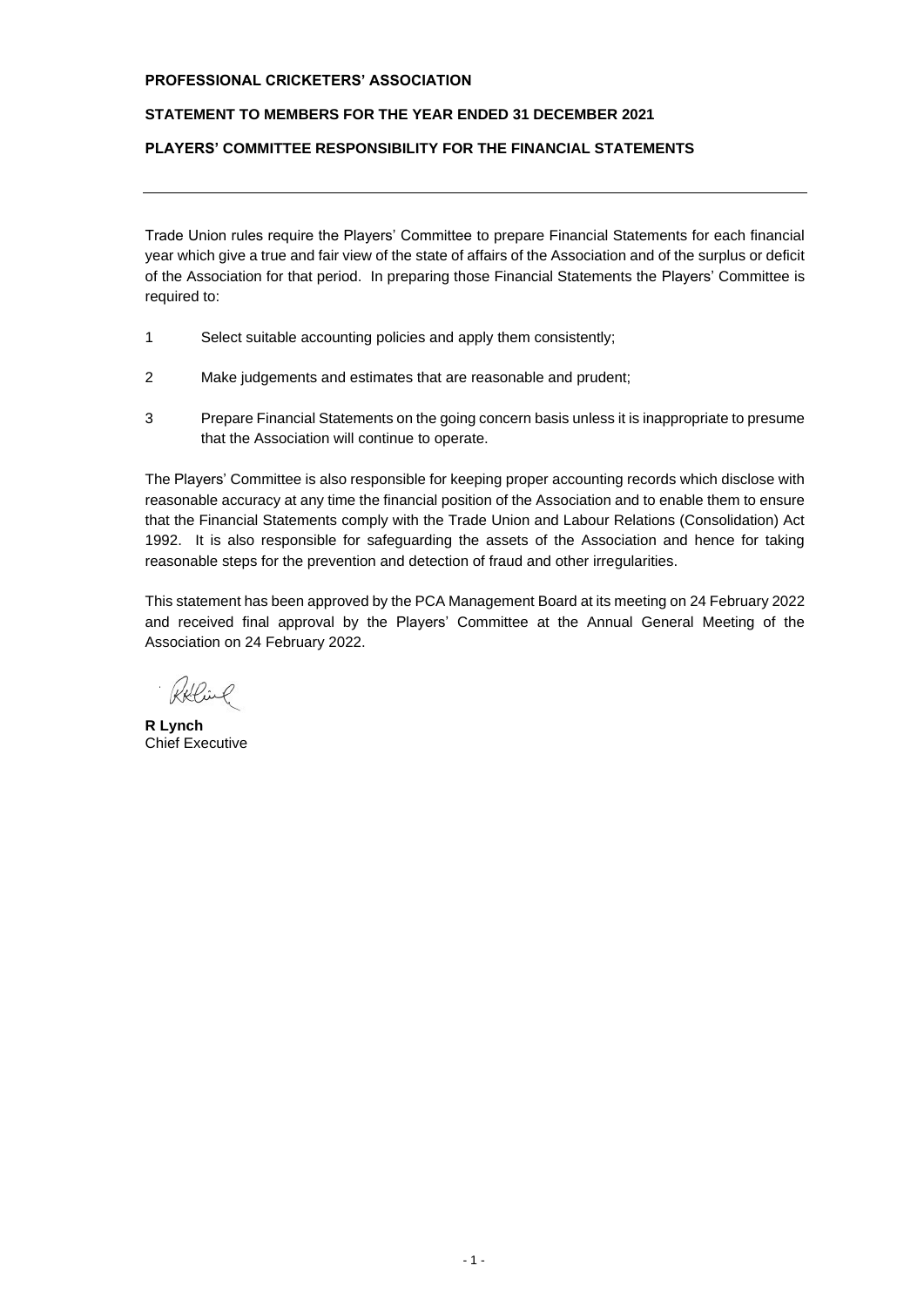**PROFESSIONAL CRICKETERS' ASSOCIATION**

**STATEMENT TO MEMBERS FOR THE YEAR ENDED 31 DECEMBER 2021**

**PLAYERS' COMMITTEE RESPONSIBILITY FOR THE FINANCIAL STATEMENTS**

---

Trade Union rules require the Players' Committee to prepare Financial Statements for each financial year which give a true and fair view of the state of affairs of the Association and of the surplus or deficit of the Association for that period. In preparing those Financial Statements the Players' Committee is required to:

1. Select suitable accounting policies and apply them consistently;
2. Make judgements and estimates that are reasonable and prudent;
3. Prepare Financial Statements on the going concern basis unless it is inappropriate to presume that the Association will continue to operate.

The Players' Committee is also responsible for keeping proper accounting records which disclose with reasonable accuracy at any time the financial position of the Association and to enable them to ensure that the Financial Statements comply with the Trade Union and Labour Relations (Consolidation) Act 1992. It is also responsible for safeguarding the assets of the Association and hence for taking reasonable steps for the prevention and detection of fraud and other irregularities.

This statement has been approved by the PCA Management Board at its meeting on 24 February 2022 and received final approval by the Players' Committee at the Annual General Meeting of the Association on 24 February 2022.

**R Lynch**
Chief Executive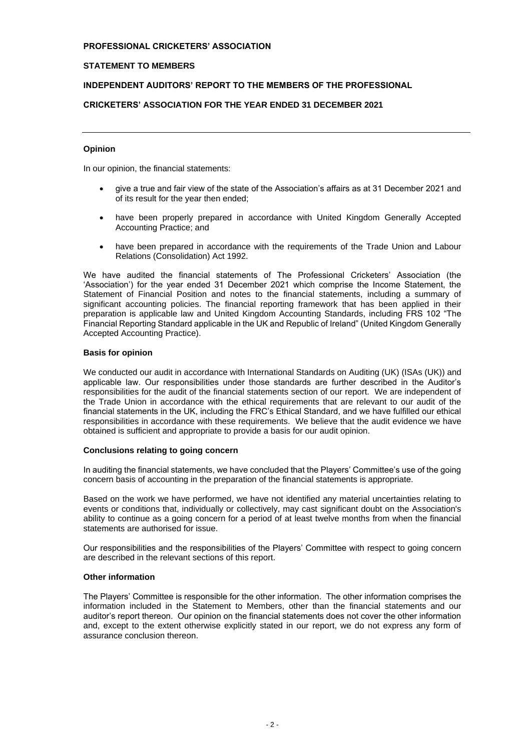**PROFESSIONAL CRICKETERS' ASSOCIATION**

**STATEMENT TO MEMBERS**

**INDEPENDENT AUDITORS' REPORT TO THE MEMBERS OF THE PROFESSIONAL CRICKETERS' ASSOCIATION FOR THE YEAR ENDED 31 DECEMBER 2021**

---

**Opinion**

In our opinion, the financial statements:

- give a true and fair view of the state of the Association's affairs as at 31 December 2021 and of its result for the year then ended;
- have been properly prepared in accordance with United Kingdom Generally Accepted Accounting Practice; and
- have been prepared in accordance with the requirements of the Trade Union and Labour Relations (Consolidation) Act 1992.

We have audited the financial statements of The Professional Cricketers' Association (the 'Association') for the year ended 31 December 2021 which comprise the Income Statement, the Statement of Financial Position and notes to the financial statements, including a summary of significant accounting policies. The financial reporting framework that has been applied in their preparation is applicable law and United Kingdom Accounting Standards, including FRS 102 "The Financial Reporting Standard applicable in the UK and Republic of Ireland" (United Kingdom Generally Accepted Accounting Practice).

**Basis for opinion**

We conducted our audit in accordance with International Standards on Auditing (UK) (ISAs (UK)) and applicable law. Our responsibilities under those standards are further described in the Auditor's responsibilities for the audit of the financial statements section of our report. We are independent of the Trade Union in accordance with the ethical requirements that are relevant to our audit of the financial statements in the UK, including the FRC's Ethical Standard, and we have fulfilled our ethical responsibilities in accordance with these requirements. We believe that the audit evidence we have obtained is sufficient and appropriate to provide a basis for our audit opinion.

**Conclusions relating to going concern**

In auditing the financial statements, we have concluded that the Players' Committee's use of the going concern basis of accounting in the preparation of the financial statements is appropriate.

Based on the work we have performed, we have not identified any material uncertainties relating to events or conditions that, individually or collectively, may cast significant doubt on the Association's ability to continue as a going concern for a period of at least twelve months from when the financial statements are authorised for issue.

Our responsibilities and the responsibilities of the Players' Committee with respect to going concern are described in the relevant sections of this report.

**Other information**

The Players' Committee is responsible for the other information. The other information comprises the information included in the Statement to Members, other than the financial statements and our auditor's report thereon. Our opinion on the financial statements does not cover the other information and, except to the extent otherwise explicitly stated in our report, we do not express any form of assurance conclusion thereon.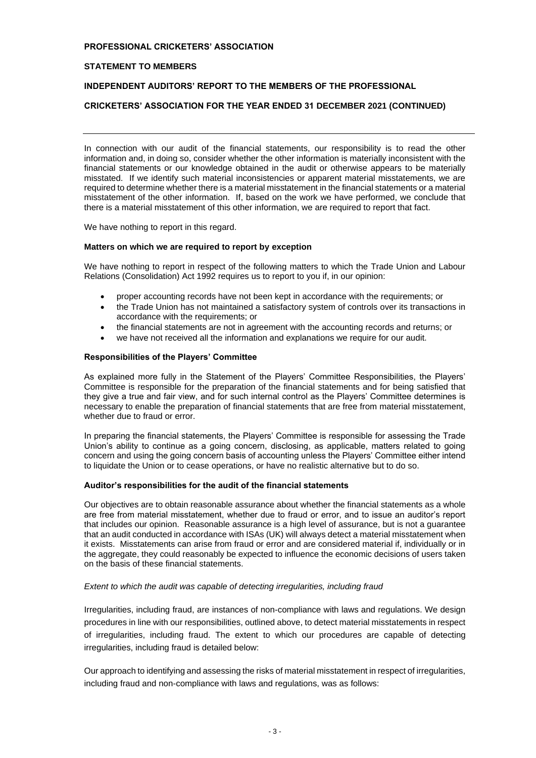# PROFESSIONAL CRICKETERS' ASSOCIATION

## STATEMENT TO MEMBERS

## INDEPENDENT AUDITORS' REPORT TO THE MEMBERS OF THE PROFESSIONAL CRICKETERS' ASSOCIATION FOR THE YEAR ENDED 31 DECEMBER 2021 (CONTINUED)

---

In connection with our audit of the financial statements, our responsibility is to read the other information and, in doing so, consider whether the other information is materially inconsistent with the financial statements or our knowledge obtained in the audit or otherwise appears to be materially misstated. If we identify such material inconsistencies or apparent material misstatements, we are required to determine whether there is a material misstatement in the financial statements or a material misstatement of the other information. If, based on the work we have performed, we conclude that there is a material misstatement of this other information, we are required to report that fact.

We have nothing to report in this regard.

**Matters on which we are required to report by exception**

We have nothing to report in respect of the following matters to which the Trade Union and Labour Relations (Consolidation) Act 1992 requires us to report to you if, in our opinion:

- proper accounting records have not been kept in accordance with the requirements; or
- the Trade Union has not maintained a satisfactory system of controls over its transactions in accordance with the requirements; or
- the financial statements are not in agreement with the accounting records and returns; or
- we have not received all the information and explanations we require for our audit.

**Responsibilities of the Players' Committee**

As explained more fully in the Statement of the Players' Committee Responsibilities, the Players' Committee is responsible for the preparation of the financial statements and for being satisfied that they give a true and fair view, and for such internal control as the Players' Committee determines is necessary to enable the preparation of financial statements that are free from material misstatement, whether due to fraud or error.

In preparing the financial statements, the Players' Committee is responsible for assessing the Trade Union's ability to continue as a going concern, disclosing, as applicable, matters related to going concern and using the going concern basis of accounting unless the Players' Committee either intend to liquidate the Union or to cease operations, or have no realistic alternative but to do so.

**Auditor's responsibilities for the audit of the financial statements**

Our objectives are to obtain reasonable assurance about whether the financial statements as a whole are free from material misstatement, whether due to fraud or error, and to issue an auditor's report that includes our opinion. Reasonable assurance is a high level of assurance, but is not a guarantee that an audit conducted in accordance with ISAs (UK) will always detect a material misstatement when it exists. Misstatements can arise from fraud or error and are considered material if, individually or in the aggregate, they could reasonably be expected to influence the economic decisions of users taken on the basis of these financial statements.

*Extent to which the audit was capable of detecting irregularities, including fraud*

Irregularities, including fraud, are instances of non-compliance with laws and regulations. We design procedures in line with our responsibilities, outlined above, to detect material misstatements in respect of irregularities, including fraud. The extent to which our procedures are capable of detecting irregularities, including fraud is detailed below:

Our approach to identifying and assessing the risks of material misstatement in respect of irregularities, including fraud and non-compliance with laws and regulations, was as follows: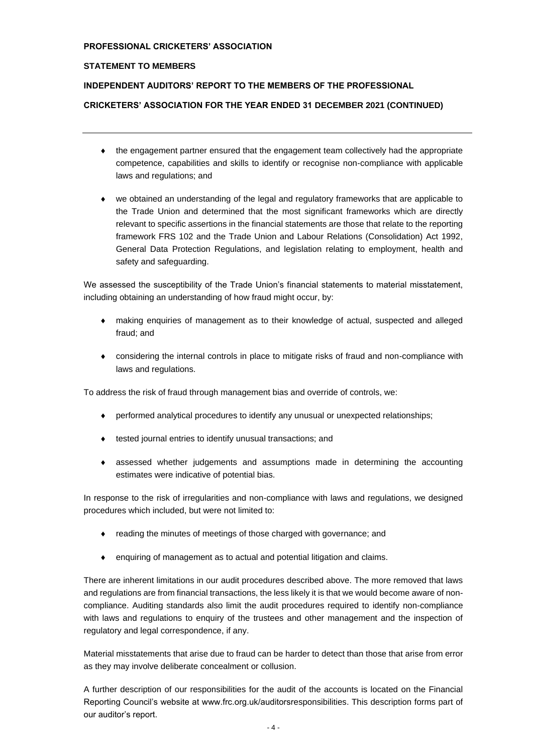- the engagement partner ensured that the engagement team collectively had the appropriate competence, capabilities and skills to identify or recognise non-compliance with applicable laws and regulations; and
- we obtained an understanding of the legal and regulatory frameworks that are applicable to the Trade Union and determined that the most significant frameworks which are directly relevant to specific assertions in the financial statements are those that relate to the reporting framework FRS 102 and the Trade Union and Labour Relations (Consolidation) Act 1992, General Data Protection Regulations, and legislation relating to employment, health and safety and safeguarding.

We assessed the susceptibility of the Trade Union's financial statements to material misstatement, including obtaining an understanding of how fraud might occur, by:

- making enquiries of management as to their knowledge of actual, suspected and alleged fraud; and
- considering the internal controls in place to mitigate risks of fraud and non-compliance with laws and regulations.

To address the risk of fraud through management bias and override of controls, we:

- performed analytical procedures to identify any unusual or unexpected relationships;
- tested journal entries to identify unusual transactions; and
- assessed whether judgements and assumptions made in determining the accounting estimates were indicative of potential bias.

In response to the risk of irregularities and non-compliance with laws and regulations, we designed procedures which included, but were not limited to:

- reading the minutes of meetings of those charged with governance; and
- enquiring of management as to actual and potential litigation and claims.

There are inherent limitations in our audit procedures described above. The more removed that laws and regulations are from financial transactions, the less likely it is that we would become aware of non-compliance. Auditing standards also limit the audit procedures required to identify non-compliance with laws and regulations to enquiry of the trustees and other management and the inspection of regulatory and legal correspondence, if any.

Material misstatements that arise due to fraud can be harder to detect than those that arise from error as they may involve deliberate concealment or collusion.

A further description of our responsibilities for the audit of the accounts is located on the Financial Reporting Council's website at www.frc.org.uk/auditorsresponsibilities. This description forms part of our auditor's report.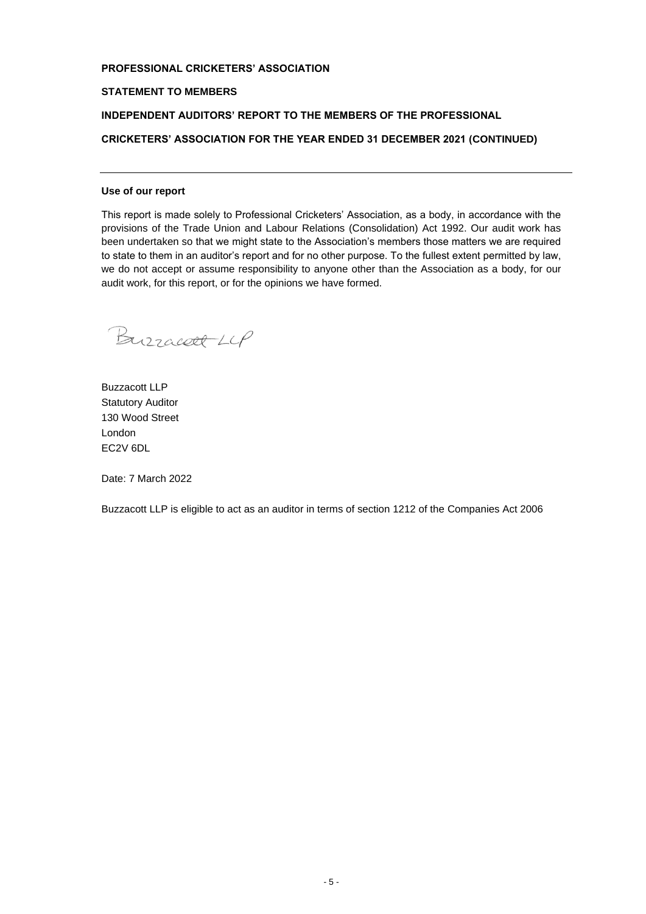**PROFESSIONAL CRICKETERS' ASSOCIATION**

**STATEMENT TO MEMBERS**

**INDEPENDENT AUDITORS' REPORT TO THE MEMBERS OF THE PROFESSIONAL CRICKETERS' ASSOCIATION FOR THE YEAR ENDED 31 DECEMBER 2021 (CONTINUED)**

---

**Use of our report**

This report is made solely to Professional Cricketers' Association, as a body, in accordance with the provisions of the Trade Union and Labour Relations (Consolidation) Act 1992. Our audit work has been undertaken so that we might state to the Association's members those matters we are required to state to them in an auditor's report and for no other purpose. To the fullest extent permitted by law, we do not accept or assume responsibility to anyone other than the Association as a body, for our audit work, for this report, or for the opinions we have formed.

Buzzacott LLP

Buzzacott LLP
Statutory Auditor
130 Wood Street
London
EC2V 6DL

Date: 7 March 2022

Buzzacott LLP is eligible to act as an auditor in terms of section 1212 of the Companies Act 2006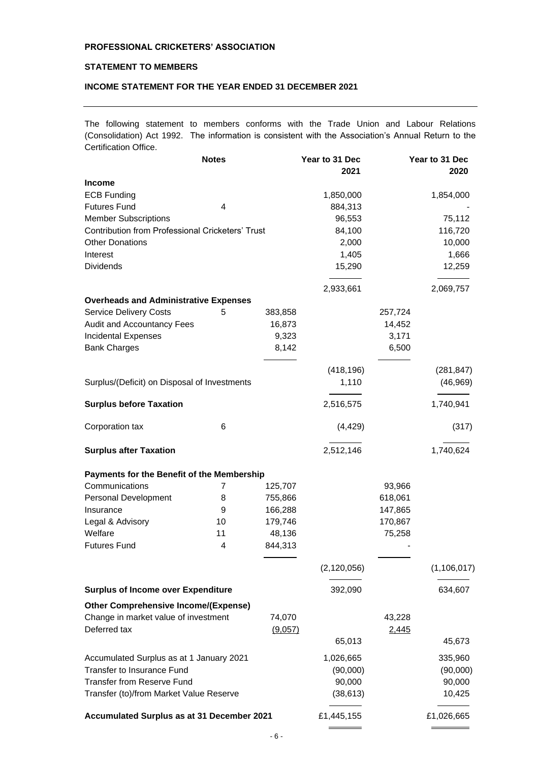**PROFESSIONAL CRICKETERS' ASSOCIATION**

**STATEMENT TO MEMBERS**

**INCOME STATEMENT FOR THE YEAR ENDED 31 DECEMBER 2021**

The following statement to members conforms with the Trade Union and Labour Relations (Consolidation) Act 1992. The information is consistent with the Association's Annual Return to the Certification Office.

| | Notes | | Year to 31 Dec 2021 | | Year to 31 Dec 2020 |
|---|---|---|---|---|---|
| **Income** | | | | | |
| ECB Funding | | | 1,850,000 | | 1,854,000 |
| Futures Fund | 4 | | 884,313 | | - |
| Member Subscriptions | | | 96,553 | | 75,112 |
| Contribution from Professional Cricketers' Trust | | | 84,100 | | 116,720 |
| Other Donations | | | 2,000 | | 10,000 |
| Interest | | | 1,405 | | 1,666 |
| Dividends | | | 15,290 | | 12,259 |
| | | | 2,933,661 | | 2,069,757 |
| **Overheads and Administrative Expenses** | | | | | |
| Service Delivery Costs | 5 | 383,858 | | 257,724 | |
| Audit and Accountancy Fees | | 16,873 | | 14,452 | |
| Incidental Expenses | | 9,323 | | 3,171 | |
| Bank Charges | | 8,142 | | 6,500 | |
| | | | (418,196) | | (281,847) |
| Surplus/(Deficit) on Disposal of Investments | | | 1,110 | | (46,969) |
| **Surplus before Taxation** | | | 2,516,575 | | 1,740,941 |
| Corporation tax | 6 | | (4,429) | | (317) |
| **Surplus after Taxation** | | | 2,512,146 | | 1,740,624 |
| **Payments for the Benefit of the Membership** | | | | | |
| Communications | 7 | 125,707 | | 93,966 | |
| Personal Development | 8 | 755,866 | | 618,061 | |
| Insurance | 9 | 166,288 | | 147,865 | |
| Legal & Advisory | 10 | 179,746 | | 170,867 | |
| Welfare | 11 | 48,136 | | 75,258 | |
| Futures Fund | 4 | 844,313 | | - | |
| | | | (2,120,056) | | (1,106,017) |
| **Surplus of Income over Expenditure** | | | 392,090 | | 634,607 |
| **Other Comprehensive Income/(Expense)** | | | | | |
| Change in market value of investment | | 74,070 | | 43,228 | |
| Deferred tax | | (9,057) | | 2,445 | |
| | | | 65,013 | | 45,673 |
| Accumulated Surplus as at 1 January 2021 | | | 1,026,665 | | 335,960 |
| Transfer to Insurance Fund | | | (90,000) | | (90,000) |
| Transfer from Reserve Fund | | | 90,000 | | 90,000 |
| Transfer (to)/from Market Value Reserve | | | (38,613) | | 10,425 |
| **Accumulated Surplus as at 31 December 2021** | | | £1,445,155 | | £1,026,665 |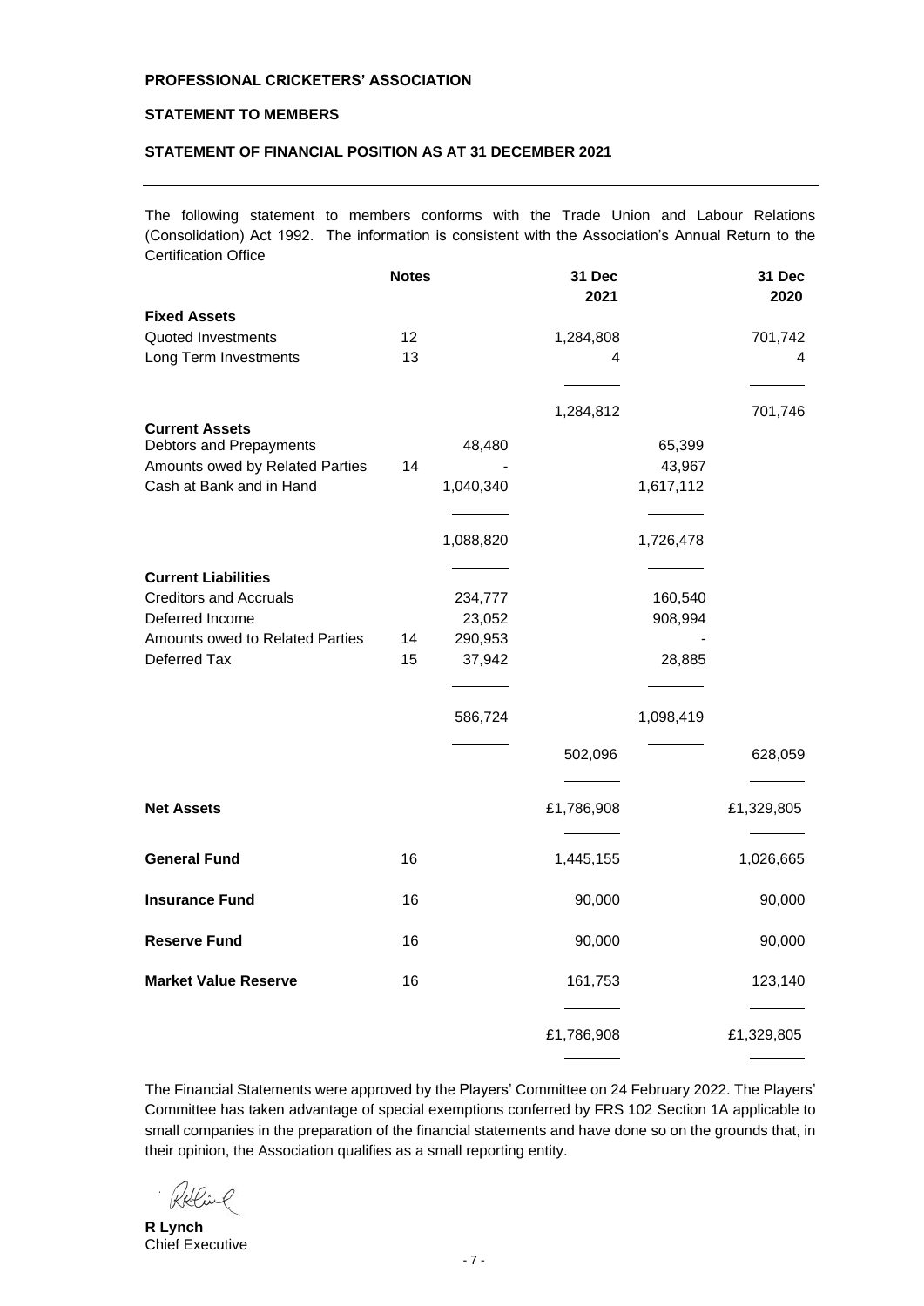**PROFESSIONAL CRICKETERS' ASSOCIATION**

**STATEMENT TO MEMBERS**

**STATEMENT OF FINANCIAL POSITION AS AT 31 DECEMBER 2021**

The following statement to members conforms with the Trade Union and Labour Relations (Consolidation) Act 1992. The information is consistent with the Association's Annual Return to the Certification Office

| | Notes | | 31 Dec 2021 | | 31 Dec 2020 |
|---|---|---|---|---|---|
| **Fixed Assets** | | | | | |
| Quoted Investments | 12 | | 1,284,808 | | 701,742 |
| Long Term Investments | 13 | | 4 | | 4 |
| | | | 1,284,812 | | 701,746 |
| **Current Assets** | | | | | |
| Debtors and Prepayments | | 48,480 | | 65,399 | |
| Amounts owed by Related Parties | 14 | - | | 43,967 | |
| Cash at Bank and in Hand | | 1,040,340 | | 1,617,112 | |
| | | 1,088,820 | | 1,726,478 | |
| **Current Liabilities** | | | | | |
| Creditors and Accruals | | 234,777 | | 160,540 | |
| Deferred Income | | 23,052 | | 908,994 | |
| Amounts owed to Related Parties | 14 | 290,953 | | - | |
| Deferred Tax | 15 | 37,942 | | 28,885 | |
| | | 586,724 | | 1,098,419 | |
| | | | 502,096 | | 628,059 |
| **Net Assets** | | | £1,786,908 | | £1,329,805 |
| **General Fund** | 16 | | 1,445,155 | | 1,026,665 |
| **Insurance Fund** | 16 | | 90,000 | | 90,000 |
| **Reserve Fund** | 16 | | 90,000 | | 90,000 |
| **Market Value Reserve** | 16 | | 161,753 | | 123,140 |
| | | | £1,786,908 | | £1,329,805 |

The Financial Statements were approved by the Players' Committee on 24 February 2022. The Players' Committee has taken advantage of special exemptions conferred by FRS 102 Section 1A applicable to small companies in the preparation of the financial statements and have done so on the grounds that, in their opinion, the Association qualifies as a small reporting entity.

**R Lynch**
Chief Executive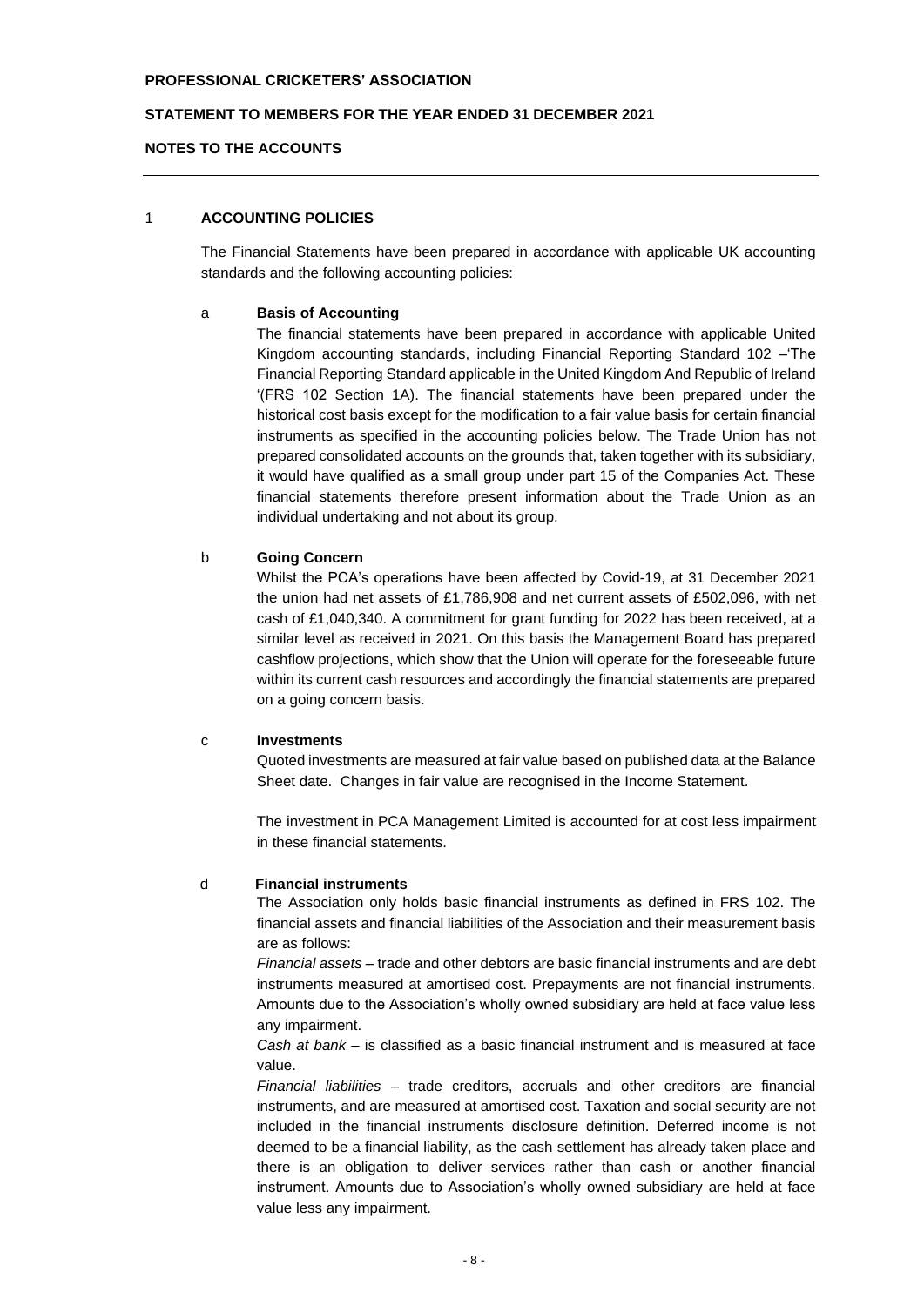**PROFESSIONAL CRICKETERS' ASSOCIATION**

**STATEMENT TO MEMBERS FOR THE YEAR ENDED 31 DECEMBER 2021**

**NOTES TO THE ACCOUNTS**

---

## 1 ACCOUNTING POLICIES

The Financial Statements have been prepared in accordance with applicable UK accounting standards and the following accounting policies:

### a Basis of Accounting

The financial statements have been prepared in accordance with applicable United Kingdom accounting standards, including Financial Reporting Standard 102 –'The Financial Reporting Standard applicable in the United Kingdom And Republic of Ireland '(FRS 102 Section 1A). The financial statements have been prepared under the historical cost basis except for the modification to a fair value basis for certain financial instruments as specified in the accounting policies below. The Trade Union has not prepared consolidated accounts on the grounds that, taken together with its subsidiary, it would have qualified as a small group under part 15 of the Companies Act. These financial statements therefore present information about the Trade Union as an individual undertaking and not about its group.

### b Going Concern

Whilst the PCA's operations have been affected by Covid-19, at 31 December 2021 the union had net assets of £1,786,908 and net current assets of £502,096, with net cash of £1,040,340. A commitment for grant funding for 2022 has been received, at a similar level as received in 2021. On this basis the Management Board has prepared cashflow projections, which show that the Union will operate for the foreseeable future within its current cash resources and accordingly the financial statements are prepared on a going concern basis.

### c Investments

Quoted investments are measured at fair value based on published data at the Balance Sheet date. Changes in fair value are recognised in the Income Statement.

The investment in PCA Management Limited is accounted for at cost less impairment in these financial statements.

### d Financial instruments

The Association only holds basic financial instruments as defined in FRS 102. The financial assets and financial liabilities of the Association and their measurement basis are as follows:

*Financial assets* – trade and other debtors are basic financial instruments and are debt instruments measured at amortised cost. Prepayments are not financial instruments. Amounts due to the Association's wholly owned subsidiary are held at face value less any impairment.

*Cash at bank* – is classified as a basic financial instrument and is measured at face value.

*Financial liabilities* – trade creditors, accruals and other creditors are financial instruments, and are measured at amortised cost. Taxation and social security are not included in the financial instruments disclosure definition. Deferred income is not deemed to be a financial liability, as the cash settlement has already taken place and there is an obligation to deliver services rather than cash or another financial instrument. Amounts due to Association's wholly owned subsidiary are held at face value less any impairment.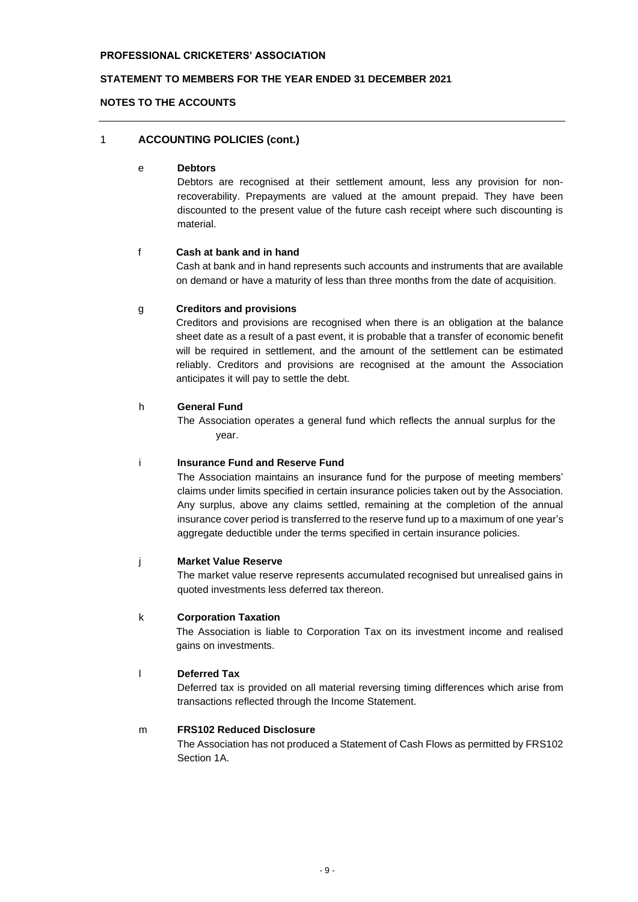**PROFESSIONAL CRICKETERS' ASSOCIATION**

**STATEMENT TO MEMBERS FOR THE YEAR ENDED 31 DECEMBER 2021**

**NOTES TO THE ACCOUNTS**

---

## 1 ACCOUNTING POLICIES (cont.)

### e Debtors

Debtors are recognised at their settlement amount, less any provision for non-recoverability. Prepayments are valued at the amount prepaid. They have been discounted to the present value of the future cash receipt where such discounting is material.

### f Cash at bank and in hand

Cash at bank and in hand represents such accounts and instruments that are available on demand or have a maturity of less than three months from the date of acquisition.

### g Creditors and provisions

Creditors and provisions are recognised when there is an obligation at the balance sheet date as a result of a past event, it is probable that a transfer of economic benefit will be required in settlement, and the amount of the settlement can be estimated reliably. Creditors and provisions are recognised at the amount the Association anticipates it will pay to settle the debt.

### h General Fund

The Association operates a general fund which reflects the annual surplus for the year.

### i Insurance Fund and Reserve Fund

The Association maintains an insurance fund for the purpose of meeting members' claims under limits specified in certain insurance policies taken out by the Association. Any surplus, above any claims settled, remaining at the completion of the annual insurance cover period is transferred to the reserve fund up to a maximum of one year's aggregate deductible under the terms specified in certain insurance policies.

### j Market Value Reserve

The market value reserve represents accumulated recognised but unrealised gains in quoted investments less deferred tax thereon.

### k Corporation Taxation

The Association is liable to Corporation Tax on its investment income and realised gains on investments.

### l Deferred Tax

Deferred tax is provided on all material reversing timing differences which arise from transactions reflected through the Income Statement.

### m FRS102 Reduced Disclosure

The Association has not produced a Statement of Cash Flows as permitted by FRS102 Section 1A.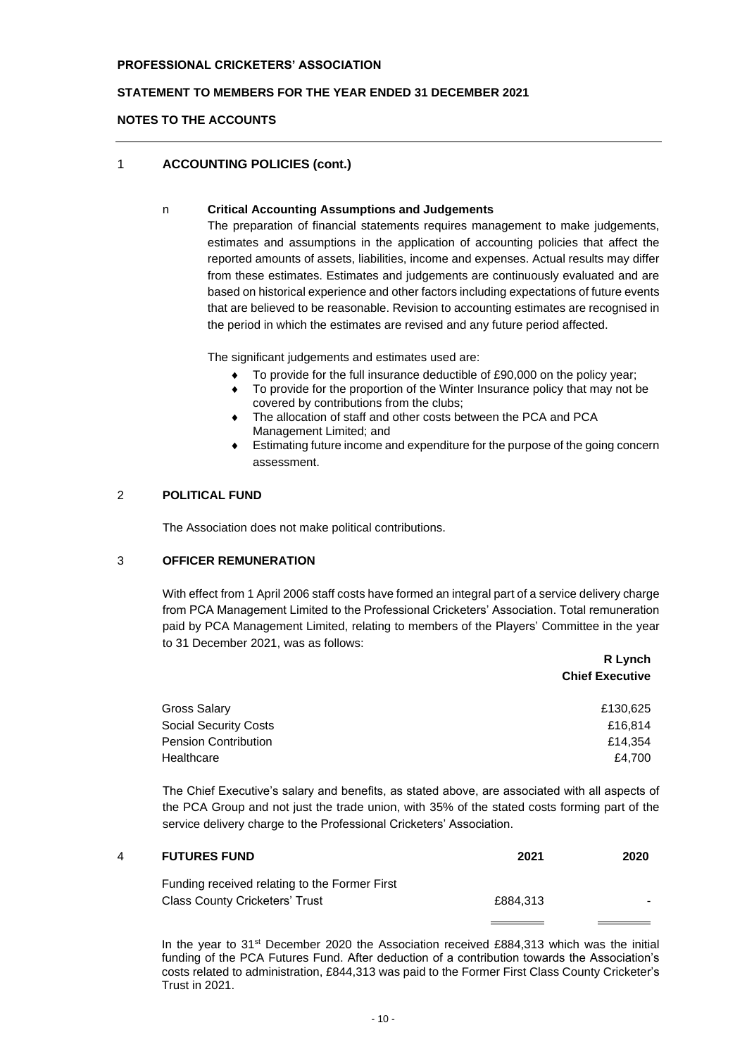**PROFESSIONAL CRICKETERS' ASSOCIATION**

**STATEMENT TO MEMBERS FOR THE YEAR ENDED 31 DECEMBER 2021**

**NOTES TO THE ACCOUNTS**

## 1 ACCOUNTING POLICIES (cont.)

### n Critical Accounting Assumptions and Judgements

The preparation of financial statements requires management to make judgements, estimates and assumptions in the application of accounting policies that affect the reported amounts of assets, liabilities, income and expenses. Actual results may differ from these estimates. Estimates and judgements are continuously evaluated and are based on historical experience and other factors including expectations of future events that are believed to be reasonable. Revision to accounting estimates are recognised in the period in which the estimates are revised and any future period affected.

The significant judgements and estimates used are:

- To provide for the full insurance deductible of £90,000 on the policy year;
- To provide for the proportion of the Winter Insurance policy that may not be covered by contributions from the clubs;
- The allocation of staff and other costs between the PCA and PCA Management Limited; and
- Estimating future income and expenditure for the purpose of the going concern assessment.

## 2 POLITICAL FUND

The Association does not make political contributions.

## 3 OFFICER REMUNERATION

With effect from 1 April 2006 staff costs have formed an integral part of a service delivery charge from PCA Management Limited to the Professional Cricketers' Association. Total remuneration paid by PCA Management Limited, relating to members of the Players' Committee in the year to 31 December 2021, was as follows:

| | **R Lynch**<br>**Chief Executive** |
|---|---|
| Gross Salary | £130,625 |
| Social Security Costs | £16,814 |
| Pension Contribution | £14,354 |
| Healthcare | £4,700 |

The Chief Executive's salary and benefits, as stated above, are associated with all aspects of the PCA Group and not just the trade union, with 35% of the stated costs forming part of the service delivery charge to the Professional Cricketers' Association.

## 4 FUTURES FUND

| | **2021** | **2020** |
|---|---|---|
| Funding received relating to the Former First Class County Cricketers' Trust | £884,313 | - |

In the year to 31st December 2020 the Association received £884,313 which was the initial funding of the PCA Futures Fund. After deduction of a contribution towards the Association's costs related to administration, £844,313 was paid to the Former First Class County Cricketer's Trust in 2021.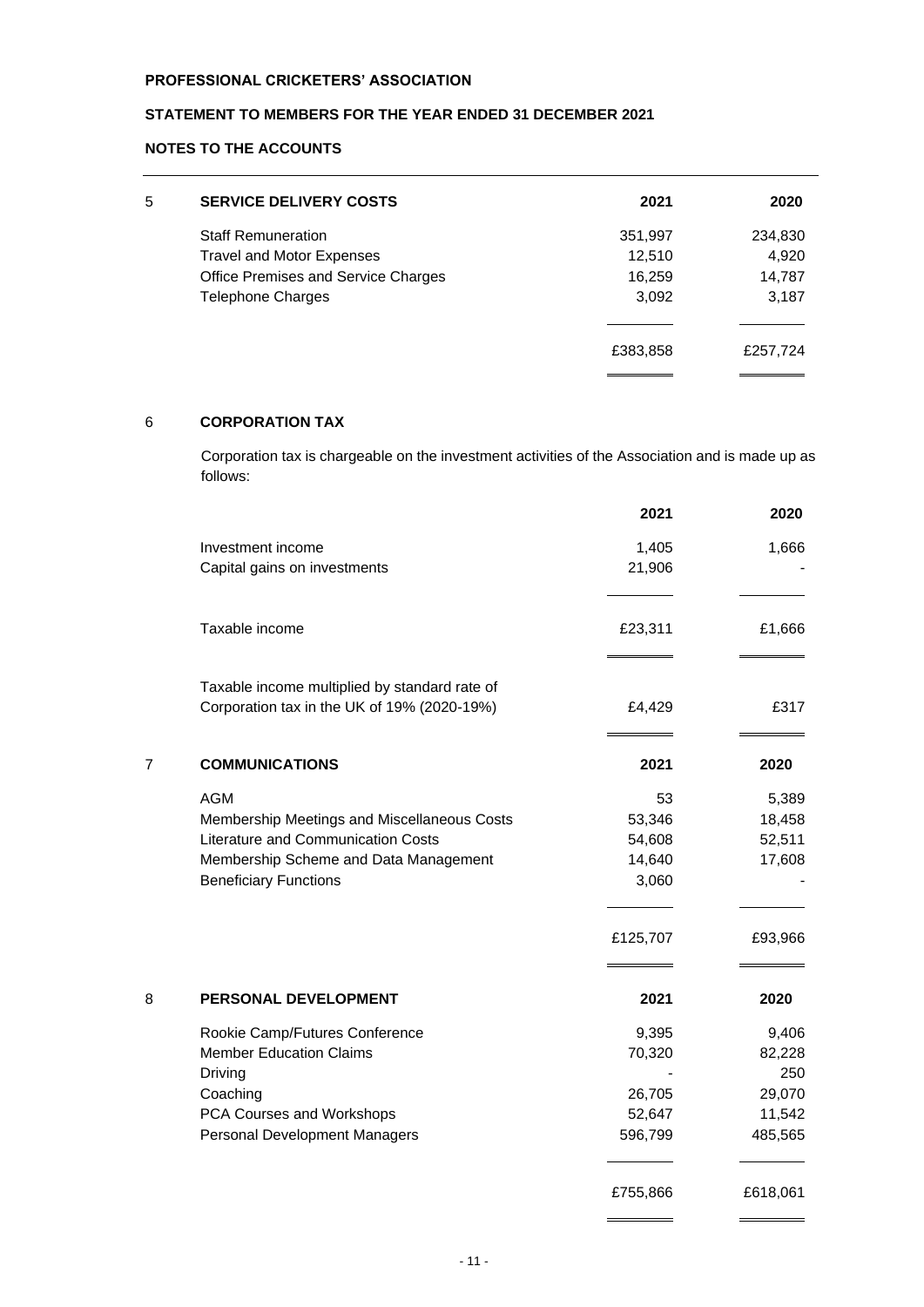**PROFESSIONAL CRICKETERS' ASSOCIATION**

**STATEMENT TO MEMBERS FOR THE YEAR ENDED 31 DECEMBER 2021**

**NOTES TO THE ACCOUNTS**

## 5 SERVICE DELIVERY COSTS

| | 2021 | 2020 |
|---|---|---|
| Staff Remuneration | 351,997 | 234,830 |
| Travel and Motor Expenses | 12,510 | 4,920 |
| Office Premises and Service Charges | 16,259 | 14,787 |
| Telephone Charges | 3,092 | 3,187 |
| | £383,858 | £257,724 |

## 6 CORPORATION TAX

Corporation tax is chargeable on the investment activities of the Association and is made up as follows:

| | 2021 | 2020 |
|---|---|---|
| Investment income | 1,405 | 1,666 |
| Capital gains on investments | 21,906 | - |
| Taxable income | £23,311 | £1,666 |
| Taxable income multiplied by standard rate of Corporation tax in the UK of 19% (2020-19%) | £4,429 | £317 |

## 7 COMMUNICATIONS

| | 2021 | 2020 |
|---|---|---|
| AGM | 53 | 5,389 |
| Membership Meetings and Miscellaneous Costs | 53,346 | 18,458 |
| Literature and Communication Costs | 54,608 | 52,511 |
| Membership Scheme and Data Management | 14,640 | 17,608 |
| Beneficiary Functions | 3,060 | - |
| | £125,707 | £93,966 |

## 8 PERSONAL DEVELOPMENT

| | 2021 | 2020 |
|---|---|---|
| Rookie Camp/Futures Conference | 9,395 | 9,406 |
| Member Education Claims | 70,320 | 82,228 |
| Driving | - | 250 |
| Coaching | 26,705 | 29,070 |
| PCA Courses and Workshops | 52,647 | 11,542 |
| Personal Development Managers | 596,799 | 485,565 |
| | £755,866 | £618,061 |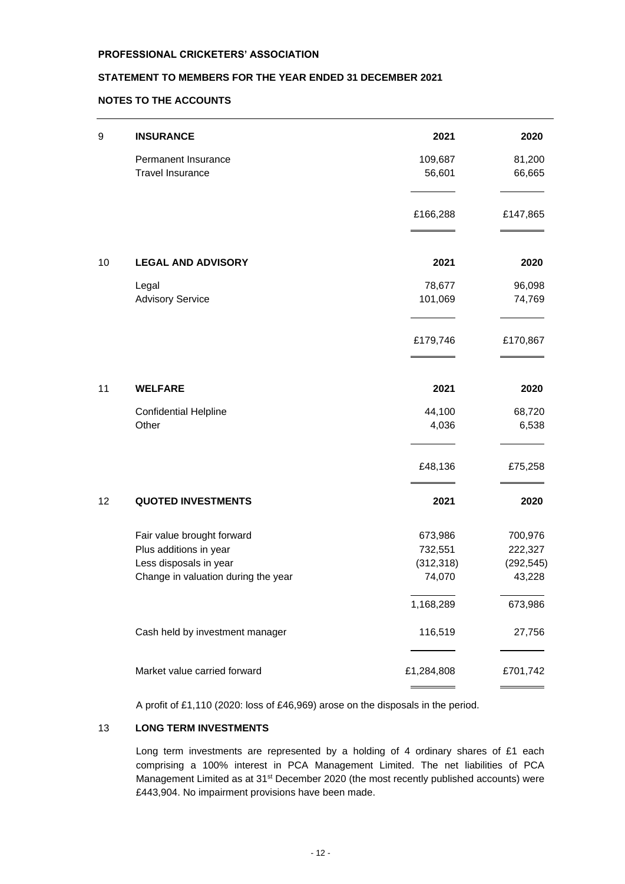**PROFESSIONAL CRICKETERS' ASSOCIATION**

**STATEMENT TO MEMBERS FOR THE YEAR ENDED 31 DECEMBER 2021**

**NOTES TO THE ACCOUNTS**

| 9 | **INSURANCE** | **2021** | **2020** |
|---|---|---|---|
| | Permanent Insurance | 109,687 | 81,200 |
| | Travel Insurance | 56,601 | 66,665 |
| | | £166,288 | £147,865 |

| 10 | **LEGAL AND ADVISORY** | **2021** | **2020** |
|---|---|---|---|
| | Legal | 78,677 | 96,098 |
| | Advisory Service | 101,069 | 74,769 |
| | | £179,746 | £170,867 |

| 11 | **WELFARE** | **2021** | **2020** |
|---|---|---|---|
| | Confidential Helpline | 44,100 | 68,720 |
| | Other | 4,036 | 6,538 |
| | | £48,136 | £75,258 |

| 12 | **QUOTED INVESTMENTS** | **2021** | **2020** |
|---|---|---|---|
| | Fair value brought forward | 673,986 | 700,976 |
| | Plus additions in year | 732,551 | 222,327 |
| | Less disposals in year | (312,318) | (292,545) |
| | Change in valuation during the year | 74,070 | 43,228 |
| | | 1,168,289 | 673,986 |
| | Cash held by investment manager | 116,519 | 27,756 |
| | Market value carried forward | £1,284,808 | £701,742 |

A profit of £1,110 (2020: loss of £46,969) arose on the disposals in the period.

## 13 LONG TERM INVESTMENTS

Long term investments are represented by a holding of 4 ordinary shares of £1 each comprising a 100% interest in PCA Management Limited. The net liabilities of PCA Management Limited as at 31st December 2020 (the most recently published accounts) were £443,904. No impairment provisions have been made.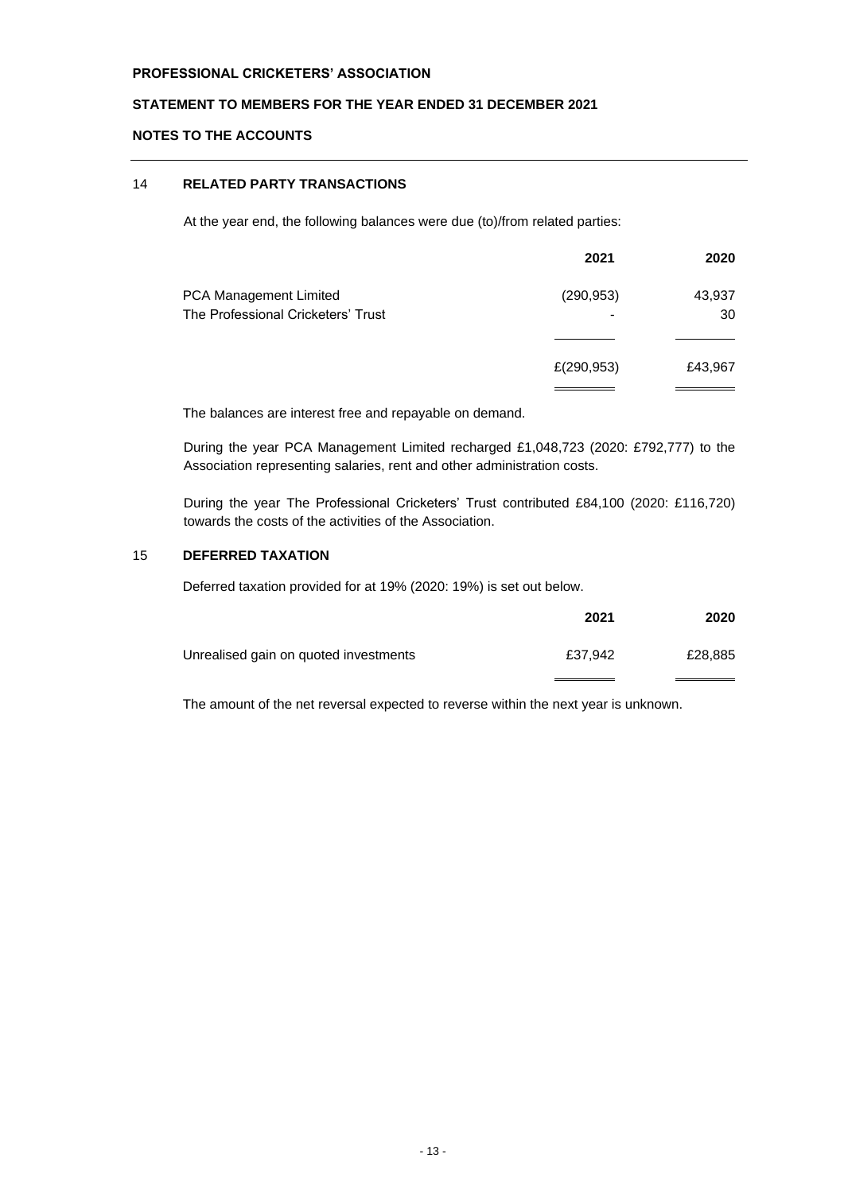**PROFESSIONAL CRICKETERS' ASSOCIATION**

**STATEMENT TO MEMBERS FOR THE YEAR ENDED 31 DECEMBER 2021**

**NOTES TO THE ACCOUNTS**

## 14 RELATED PARTY TRANSACTIONS

At the year end, the following balances were due (to)/from related parties:

| | 2021 | 2020 |
|---|---|---|
| PCA Management Limited | (290,953) | 43,937 |
| The Professional Cricketers' Trust | - | 30 |
| | £(290,953) | £43,967 |

The balances are interest free and repayable on demand.

During the year PCA Management Limited recharged £1,048,723 (2020: £792,777) to the Association representing salaries, rent and other administration costs.

During the year The Professional Cricketers' Trust contributed £84,100 (2020: £116,720) towards the costs of the activities of the Association.

## 15 DEFERRED TAXATION

Deferred taxation provided for at 19% (2020: 19%) is set out below.

| | 2021 | 2020 |
|---|---|---|
| Unrealised gain on quoted investments | £37,942 | £28,885 |

The amount of the net reversal expected to reverse within the next year is unknown.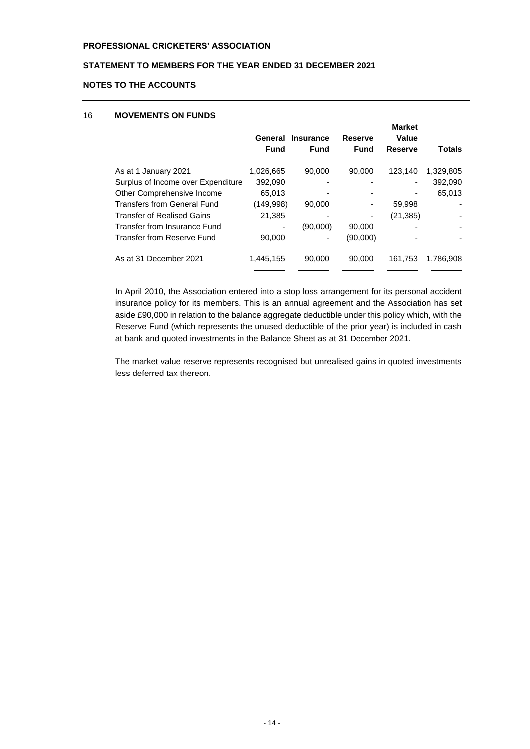**PROFESSIONAL CRICKETERS' ASSOCIATION**

**STATEMENT TO MEMBERS FOR THE YEAR ENDED 31 DECEMBER 2021**

**NOTES TO THE ACCOUNTS**

## 16 MOVEMENTS ON FUNDS

| | General Fund | Insurance Fund | Reserve Fund | Market Value Reserve | Totals |
|---|---|---|---|---|---|
| As at 1 January 2021 | 1,026,665 | 90,000 | 90,000 | 123,140 | 1,329,805 |
| Surplus of Income over Expenditure | 392,090 | - | - | - | 392,090 |
| Other Comprehensive Income | 65,013 | - | - | - | 65,013 |
| Transfers from General Fund | (149,998) | 90,000 | - | 59,998 | - |
| Transfer of Realised Gains | 21,385 | - | - | (21,385) | - |
| Transfer from Insurance Fund | - | (90,000) | 90,000 | - | - |
| Transfer from Reserve Fund | 90,000 | - | (90,000) | - | - |
| As at 31 December 2021 | 1,445,155 | 90,000 | 90,000 | 161,753 | 1,786,908 |

In April 2010, the Association entered into a stop loss arrangement for its personal accident insurance policy for its members. This is an annual agreement and the Association has set aside £90,000 in relation to the balance aggregate deductible under this policy which, with the Reserve Fund (which represents the unused deductible of the prior year) is included in cash at bank and quoted investments in the Balance Sheet as at 31 December 2021.

The market value reserve represents recognised but unrealised gains in quoted investments less deferred tax thereon.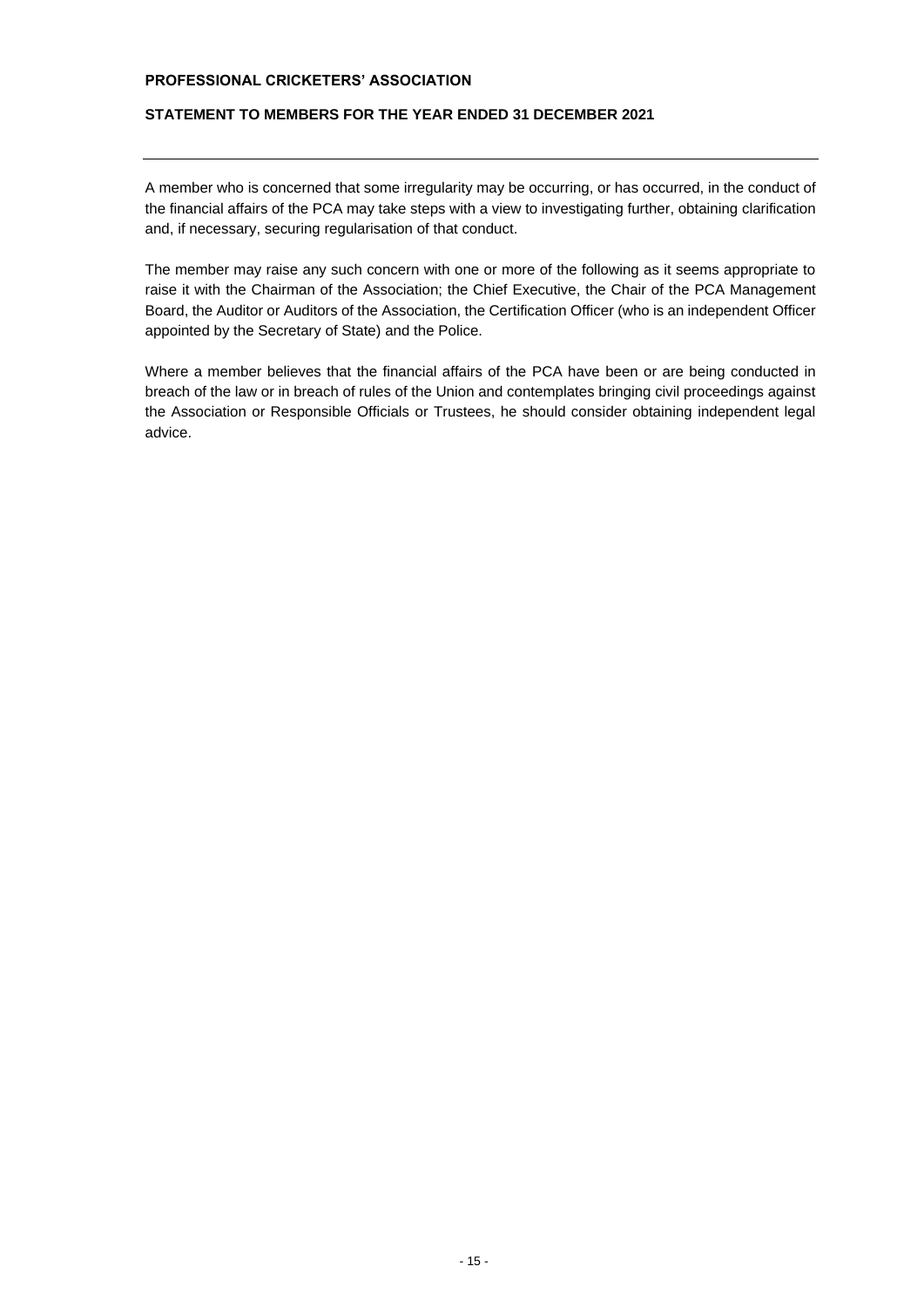**PROFESSIONAL CRICKETERS' ASSOCIATION**

**STATEMENT TO MEMBERS FOR THE YEAR ENDED 31 DECEMBER 2021**

A member who is concerned that some irregularity may be occurring, or has occurred, in the conduct of the financial affairs of the PCA may take steps with a view to investigating further, obtaining clarification and, if necessary, securing regularisation of that conduct.

The member may raise any such concern with one or more of the following as it seems appropriate to raise it with the Chairman of the Association; the Chief Executive, the Chair of the PCA Management Board, the Auditor or Auditors of the Association, the Certification Officer (who is an independent Officer appointed by the Secretary of State) and the Police.

Where a member believes that the financial affairs of the PCA have been or are being conducted in breach of the law or in breach of rules of the Union and contemplates bringing civil proceedings against the Association or Responsible Officials or Trustees, he should consider obtaining independent legal advice.